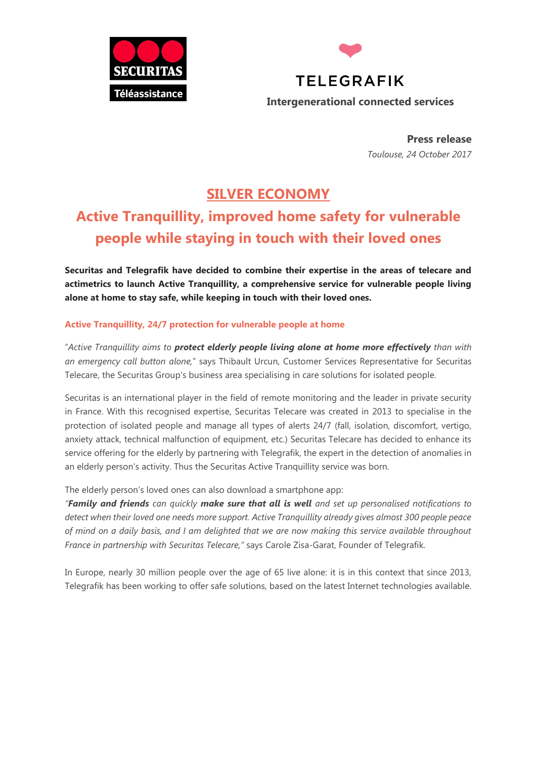SECURITAS
Téléassistance

TELEGRAFIK
**Intergenerational connected services**

**Press release**
*Toulouse, 24 October 2017*

# SILVER ECONOMY

# Active Tranquillity, improved home safety for vulnerable people while staying in touch with their loved ones

**Securitas and Telegrafik have decided to combine their expertise in the areas of telecare and actimetrics to launch Active Tranquillity, a comprehensive service for vulnerable people living alone at home to stay safe, while keeping in touch with their loved ones.**

### Active Tranquillity, 24/7 protection for vulnerable people at home

"*Active Tranquillity aims to **protect elderly people living alone at home more effectively** than with an emergency call button alone,*" says Thibault Urcun, Customer Services Representative for Securitas Telecare, the Securitas Group's business area specialising in care solutions for isolated people.

Securitas is an international player in the field of remote monitoring and the leader in private security in France. With this recognised expertise, Securitas Telecare was created in 2013 to specialise in the protection of isolated people and manage all types of alerts 24/7 (fall, isolation, discomfort, vertigo, anxiety attack, technical malfunction of equipment, etc.) Securitas Telecare has decided to enhance its service offering for the elderly by partnering with Telegrafik, the expert in the detection of anomalies in an elderly person's activity. Thus the Securitas Active Tranquillity service was born.

The elderly person's loved ones can also download a smartphone app:
*"**Family and friends** can quickly **make sure that all is well** and set up personalised notifications to detect when their loved one needs more support. Active Tranquillity already gives almost 300 people peace of mind on a daily basis, and I am delighted that we are now making this service available throughout France in partnership with Securitas Telecare,"* says Carole Zisa-Garat, Founder of Telegrafik.

In Europe, nearly 30 million people over the age of 65 live alone: it is in this context that since 2013, Telegrafik has been working to offer safe solutions, based on the latest Internet technologies available.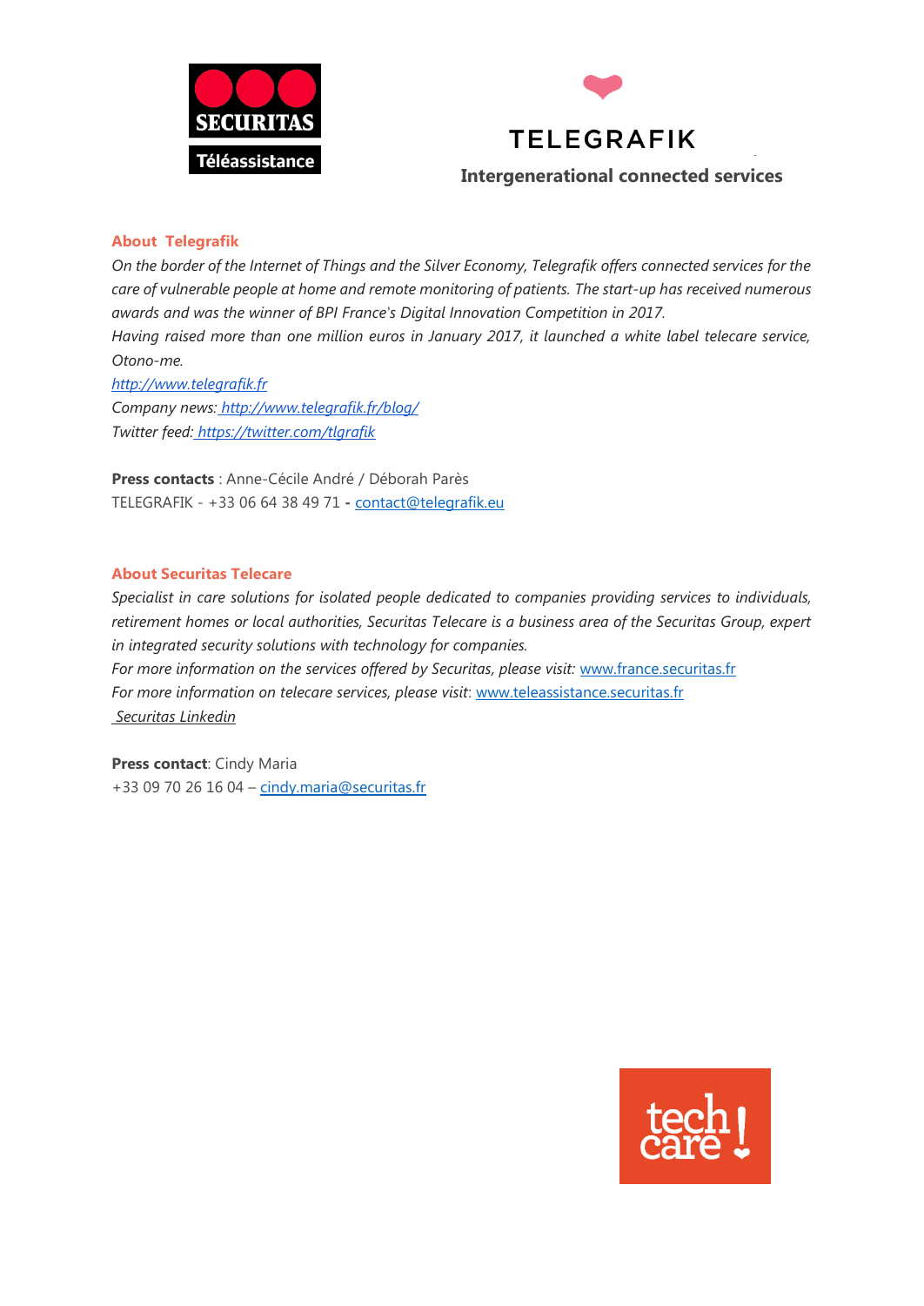**Intergenerational connected services**

## About Telegrafik

*On the border of the Internet of Things and the Silver Economy, Telegrafik offers connected services for the care of vulnerable people at home and remote monitoring of patients. The start-up has received numerous awards and was the winner of BPI France's Digital Innovation Competition in 2017.*

*Having raised more than one million euros in January 2017, it launched a white label telecare service, Otono-me.*

*http://www.telegrafik.fr*

*Company news: http://www.telegrafik.fr/blog/*

*Twitter feed: https://twitter.com/tlgrafik*

**Press contacts** : Anne-Cécile André / Déborah Parès
TELEGRAFIK - +33 06 64 38 49 71 - contact@telegrafik.eu

## About Securitas Telecare

*Specialist in care solutions for isolated people dedicated to companies providing services to individuals, retirement homes or local authorities, Securitas Telecare is a business area of the Securitas Group, expert in integrated security solutions with technology for companies.*

*For more information on the services offered by Securitas, please visit:* www.france.securitas.fr

*For more information on telecare services, please visit*: www.teleassistance.securitas.fr

*Securitas Linkedin*

**Press contact**: Cindy Maria
+33 09 70 26 16 04 – cindy.maria@securitas.fr